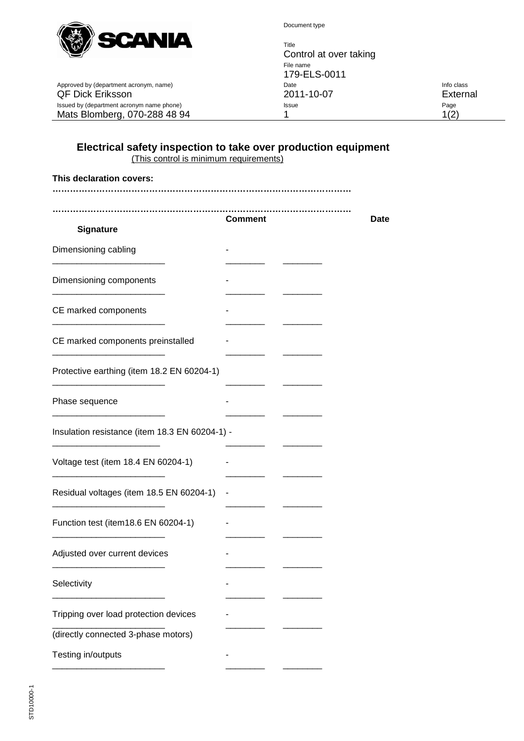Document type

Title
Control at over taking

File name
179-ELS-0011

| Approved by (department acronym, name) | Date | Info class |
|---|---|---|
| QF Dick Eriksson | 2011-10-07 | External |
| **Issued by (department acronym name phone)** | **Issue** | |
| Mats Blomberg, 070-288 48 94 | 1 | |

## Electrical safety inspection to take over production equipment

(This control is minimum requirements)

**This declaration covers:**

………………………………………………………………………………………

………………………………………………………………………………………

| | Comment | Date | Signature |
|---|---|---|---|
| Dimensioning cabling | - | ________ | ________ |
| Dimensioning components | - | ________ | ________ |
| CE marked components | - | ________ | ________ |
| CE marked components preinstalled | - | ________ | ________ |
| Protective earthing (item 18.2 EN 60204-1) | | ________ | ________ |
| Phase sequence | - | ________ | ________ |
| Insulation resistance (item 18.3 EN 60204-1) | - | ________ | ________ |
| Voltage test (item 18.4 EN 60204-1) | - | ________ | ________ |
| Residual voltages (item 18.5 EN 60204-1) | - | ________ | ________ |
| Function test (item18.6 EN 60204-1) | - | ________ | ________ |
| Adjusted over current devices | - | ________ | ________ |
| Selectivity | - | ________ | ________ |
| Tripping over load protection devices (directly connected 3-phase motors) | - | ________ | ________ |
| Testing in/outputs | - | ________ | ________ |

STD10000-1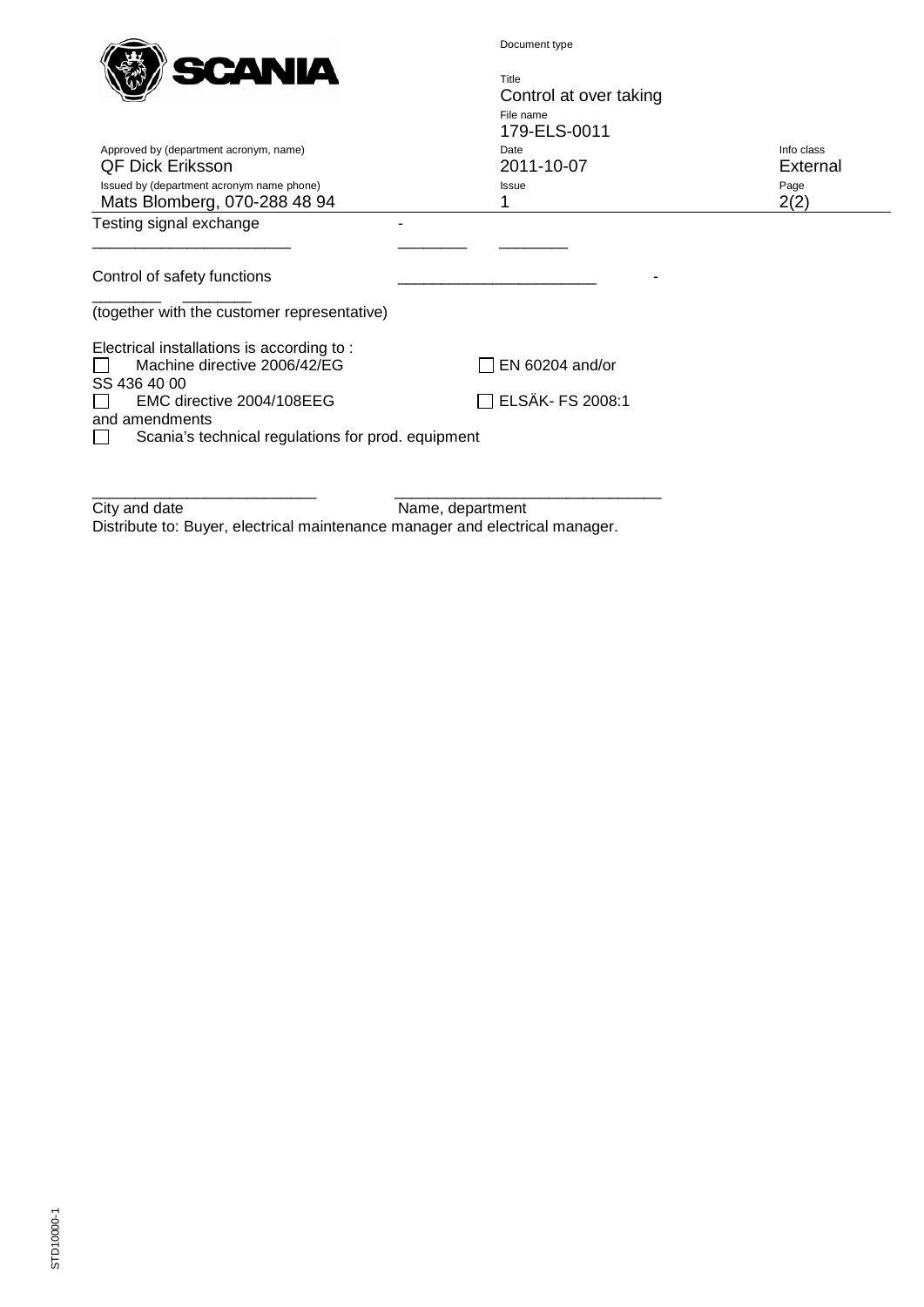| | | |
|---|---|---|
| **Document type** | | |
| | **Title** | |
| | Control at over taking | |
| | **File name** | |
| | 179-ELS-0011 | |
| **Approved by (department acronym, name)** | **Date** | **Info class** |
| QF Dick Eriksson | 2011-10-07 | External |
| **Issued by (department acronym name phone)** | **Issue** | |
| Mats Blomberg, 070-288 48 94 | 1 | |

Testing signal exchange - ________________________ ________ ________

Control of safety functions ________________________ - ________ ________

(together with the customer representative)

Electrical installations is according to :

☐ Machine directive 2006/42/EG ☐ EN 60204 and/or SS 436 40 00

☐ EMC directive 2004/108EEG ☐ ELSÄK- FS 2008:1 and amendments

☐ Scania's technical regulations for prod. equipment

__________________________ ________________________________

City and date Name, department

Distribute to: Buyer, electrical maintenance manager and electrical manager.